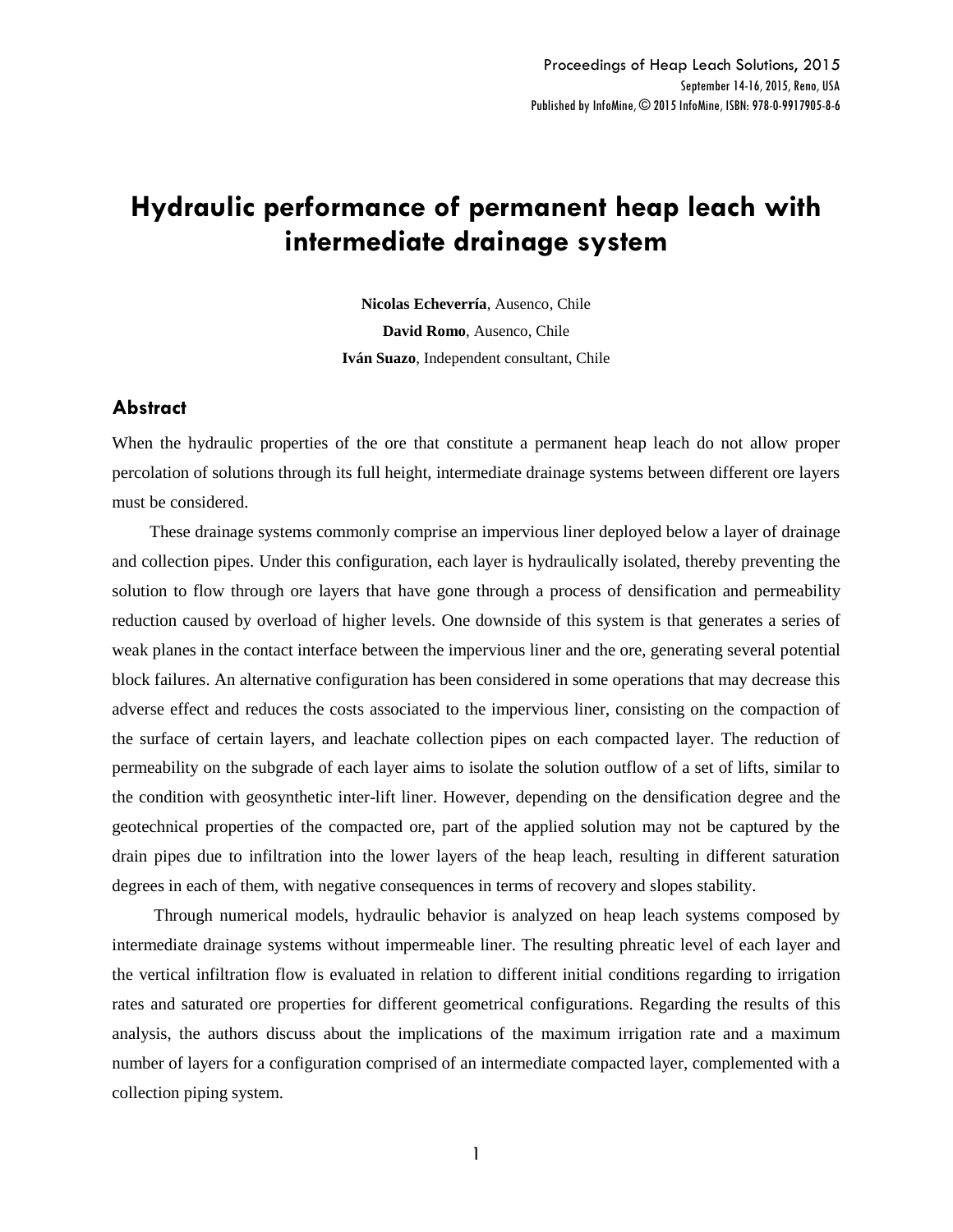# Hydraulic performance of permanent heap leach with intermediate drainage system

**Nicolas Echeverría**, Ausenco, Chile

**David Romo**, Ausenco, Chile

**Iván Suazo**, Independent consultant, Chile

## Abstract

When the hydraulic properties of the ore that constitute a permanent heap leach do not allow proper percolation of solutions through its full height, intermediate drainage systems between different ore layers must be considered.

These drainage systems commonly comprise an impervious liner deployed below a layer of drainage and collection pipes. Under this configuration, each layer is hydraulically isolated, thereby preventing the solution to flow through ore layers that have gone through a process of densification and permeability reduction caused by overload of higher levels. One downside of this system is that generates a series of weak planes in the contact interface between the impervious liner and the ore, generating several potential block failures. An alternative configuration has been considered in some operations that may decrease this adverse effect and reduces the costs associated to the impervious liner, consisting on the compaction of the surface of certain layers, and leachate collection pipes on each compacted layer. The reduction of permeability on the subgrade of each layer aims to isolate the solution outflow of a set of lifts, similar to the condition with geosynthetic inter-lift liner. However, depending on the densification degree and the geotechnical properties of the compacted ore, part of the applied solution may not be captured by the drain pipes due to infiltration into the lower layers of the heap leach, resulting in different saturation degrees in each of them, with negative consequences in terms of recovery and slopes stability.

Through numerical models, hydraulic behavior is analyzed on heap leach systems composed by intermediate drainage systems without impermeable liner. The resulting phreatic level of each layer and the vertical infiltration flow is evaluated in relation to different initial conditions regarding to irrigation rates and saturated ore properties for different geometrical configurations. Regarding the results of this analysis, the authors discuss about the implications of the maximum irrigation rate and a maximum number of layers for a configuration comprised of an intermediate compacted layer, complemented with a collection piping system.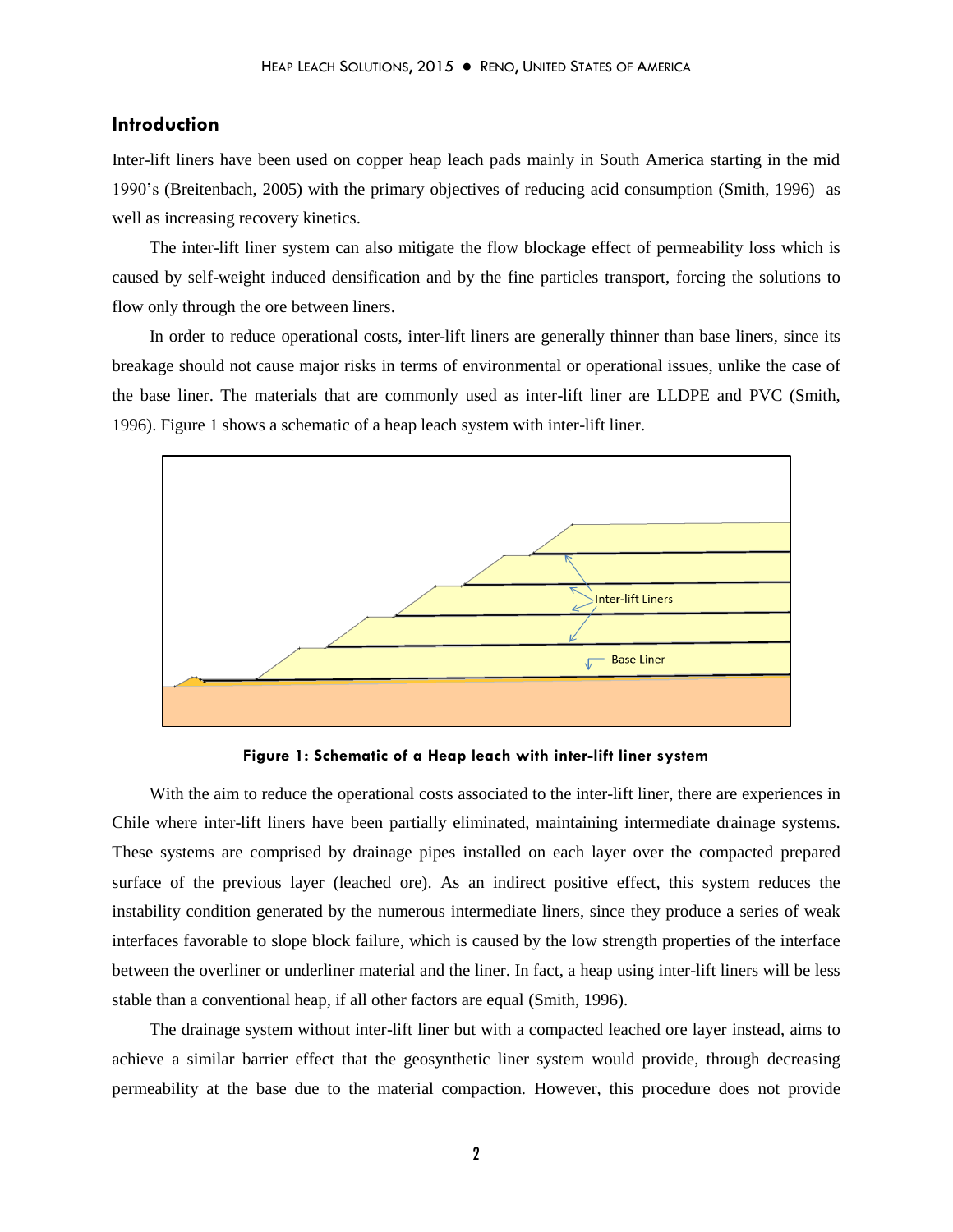## Introduction

Inter-lift liners have been used on copper heap leach pads mainly in South America starting in the mid 1990's (Breitenbach, 2005) with the primary objectives of reducing acid consumption (Smith, 1996) as well as increasing recovery kinetics.

The inter-lift liner system can also mitigate the flow blockage effect of permeability loss which is caused by self-weight induced densification and by the fine particles transport, forcing the solutions to flow only through the ore between liners.

In order to reduce operational costs, inter-lift liners are generally thinner than base liners, since its breakage should not cause major risks in terms of environmental or operational issues, unlike the case of the base liner. The materials that are commonly used as inter-lift liner are LLDPE and PVC (Smith, 1996). Figure 1 shows a schematic of a heap leach system with inter-lift liner.

**Figure 1: Schematic of a Heap leach with inter-lift liner system**

With the aim to reduce the operational costs associated to the inter-lift liner, there are experiences in Chile where inter-lift liners have been partially eliminated, maintaining intermediate drainage systems. These systems are comprised by drainage pipes installed on each layer over the compacted prepared surface of the previous layer (leached ore). As an indirect positive effect, this system reduces the instability condition generated by the numerous intermediate liners, since they produce a series of weak interfaces favorable to slope block failure, which is caused by the low strength properties of the interface between the overliner or underliner material and the liner. In fact, a heap using inter-lift liners will be less stable than a conventional heap, if all other factors are equal (Smith, 1996).

The drainage system without inter-lift liner but with a compacted leached ore layer instead, aims to achieve a similar barrier effect that the geosynthetic liner system would provide, through decreasing permeability at the base due to the material compaction. However, this procedure does not provide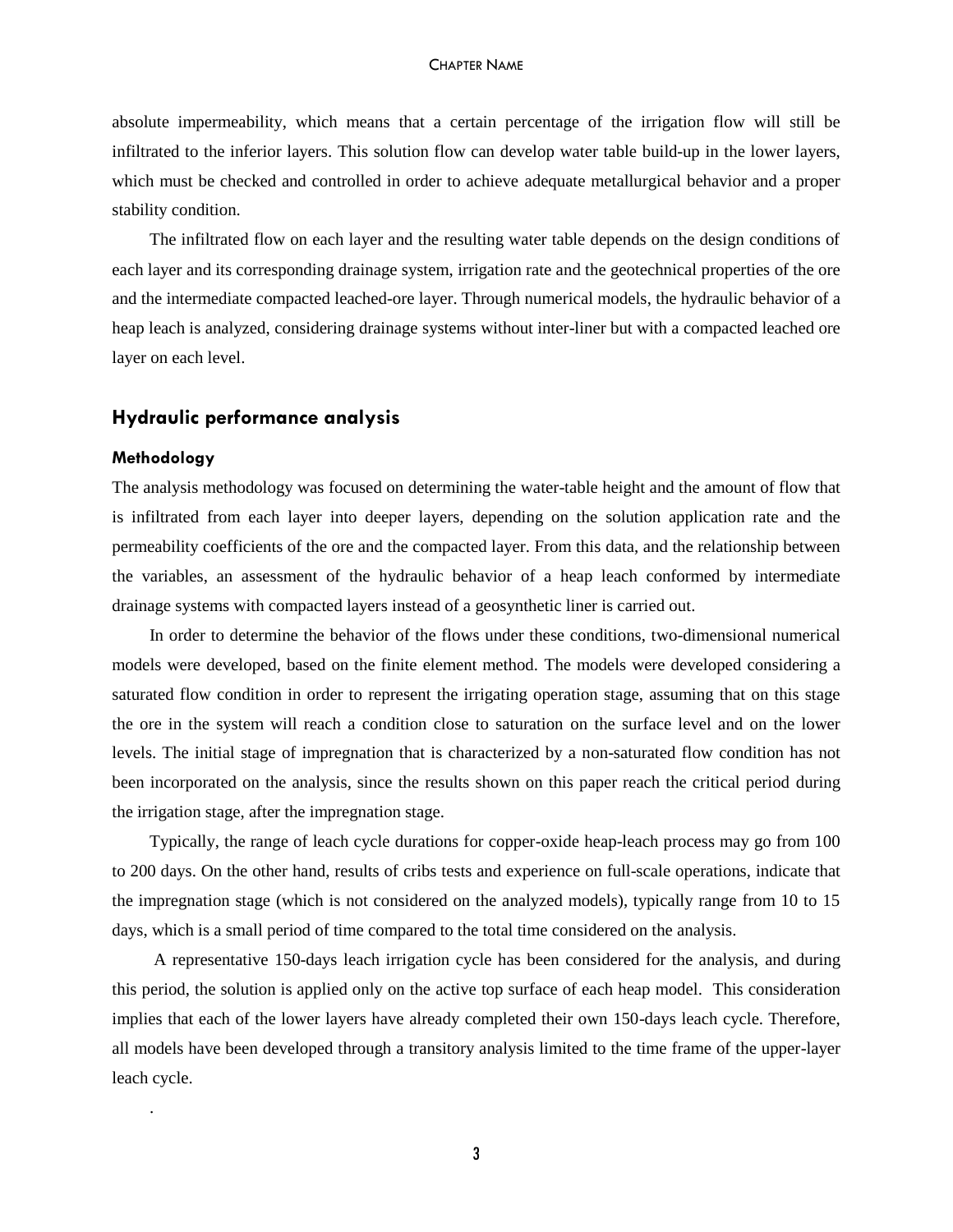absolute impermeability, which means that a certain percentage of the irrigation flow will still be infiltrated to the inferior layers. This solution flow can develop water table build-up in the lower layers, which must be checked and controlled in order to achieve adequate metallurgical behavior and a proper stability condition.

The infiltrated flow on each layer and the resulting water table depends on the design conditions of each layer and its corresponding drainage system, irrigation rate and the geotechnical properties of the ore and the intermediate compacted leached-ore layer. Through numerical models, the hydraulic behavior of a heap leach is analyzed, considering drainage systems without inter-liner but with a compacted leached ore layer on each level.

## Hydraulic performance analysis

### Methodology

The analysis methodology was focused on determining the water-table height and the amount of flow that is infiltrated from each layer into deeper layers, depending on the solution application rate and the permeability coefficients of the ore and the compacted layer. From this data, and the relationship between the variables, an assessment of the hydraulic behavior of a heap leach conformed by intermediate drainage systems with compacted layers instead of a geosynthetic liner is carried out.

In order to determine the behavior of the flows under these conditions, two-dimensional numerical models were developed, based on the finite element method. The models were developed considering a saturated flow condition in order to represent the irrigating operation stage, assuming that on this stage the ore in the system will reach a condition close to saturation on the surface level and on the lower levels. The initial stage of impregnation that is characterized by a non-saturated flow condition has not been incorporated on the analysis, since the results shown on this paper reach the critical period during the irrigation stage, after the impregnation stage.

Typically, the range of leach cycle durations for copper-oxide heap-leach process may go from 100 to 200 days. On the other hand, results of cribs tests and experience on full-scale operations, indicate that the impregnation stage (which is not considered on the analyzed models), typically range from 10 to 15 days, which is a small period of time compared to the total time considered on the analysis.

A representative 150-days leach irrigation cycle has been considered for the analysis, and during this period, the solution is applied only on the active top surface of each heap model. This consideration implies that each of the lower layers have already completed their own 150-days leach cycle. Therefore, all models have been developed through a transitory analysis limited to the time frame of the upper-layer leach cycle.

.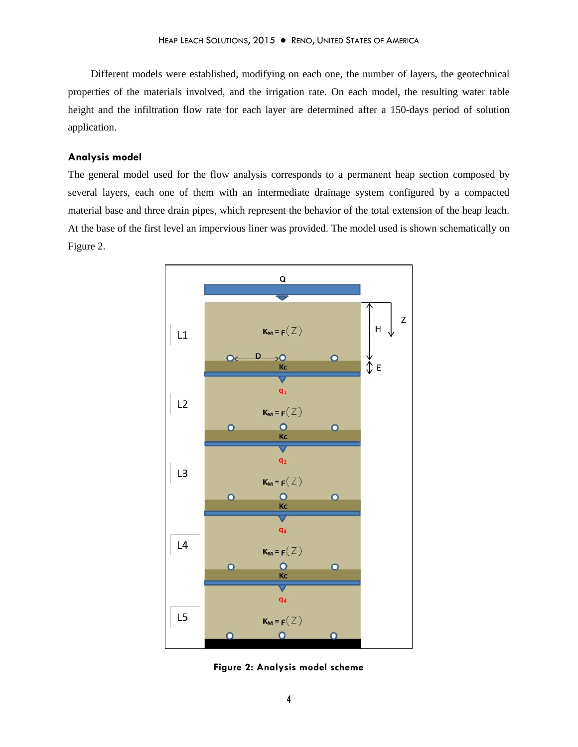Different models were established, modifying on each one, the number of layers, the geotechnical properties of the materials involved, and the irrigation rate. On each model, the resulting water table height and the infiltration flow rate for each layer are determined after a 150-days period of solution application.

## Analysis model

The general model used for the flow analysis corresponds to a permanent heap section composed by several layers, each one of them with an intermediate drainage system configured by a compacted material base and three drain pipes, which represent the behavior of the total extension of the heap leach. At the base of the first level an impervious liner was provided. The model used is shown schematically on Figure 2.

**Figure 2: Analysis model scheme**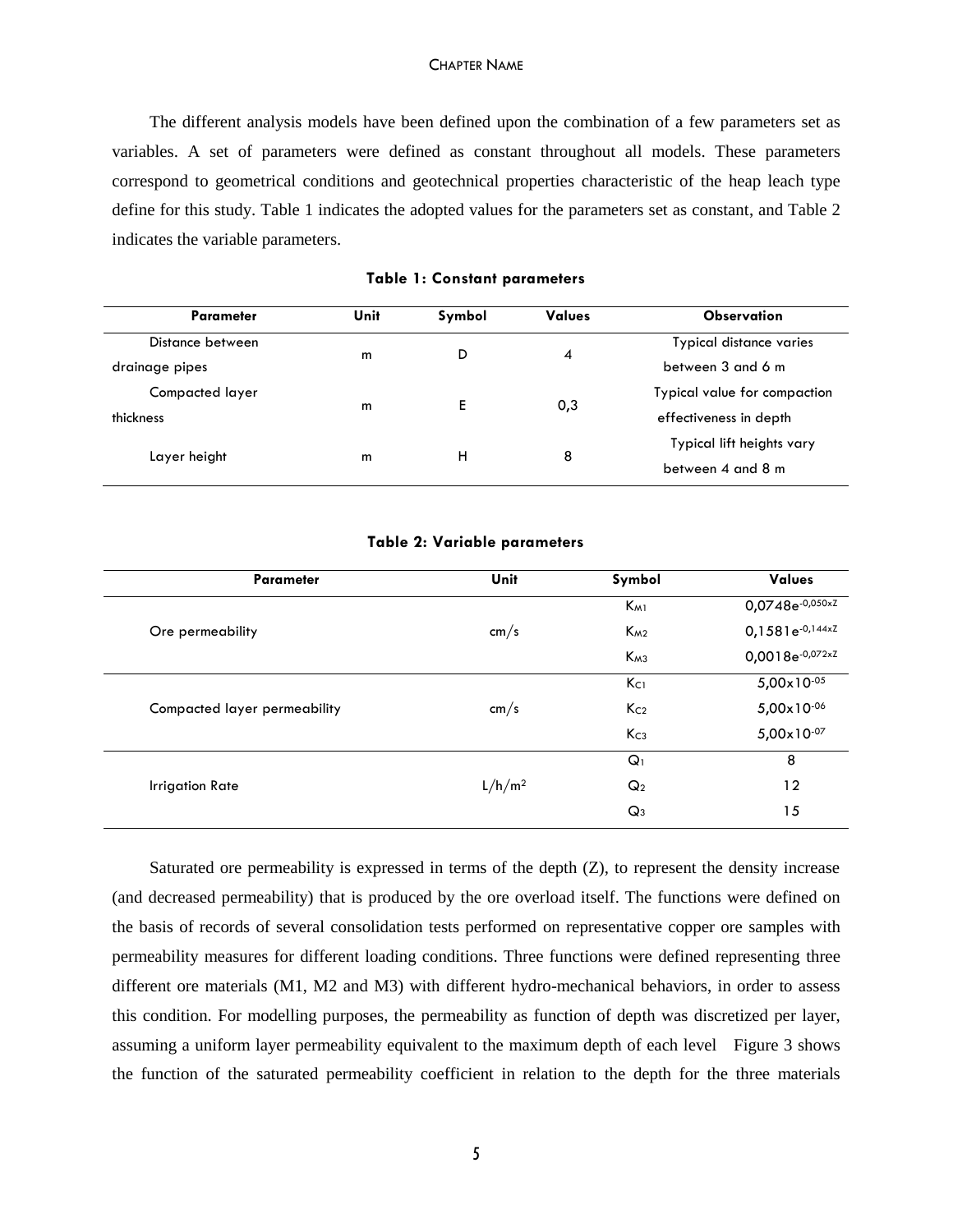The different analysis models have been defined upon the combination of a few parameters set as variables. A set of parameters were defined as constant throughout all models. These parameters correspond to geometrical conditions and geotechnical properties characteristic of the heap leach type define for this study. Table 1 indicates the adopted values for the parameters set as constant, and Table 2 indicates the variable parameters.

**Table 1: Constant parameters**

| Parameter | Unit | Symbol | Values | Observation |
|---|---|---|---|---|
| Distance between drainage pipes | m | D | 4 | Typical distance varies between 3 and 6 m |
| Compacted layer thickness | m | E | 0,3 | Typical value for compaction effectiveness in depth |
| Layer height | m | H | 8 | Typical lift heights vary between 4 and 8 m |

**Table 2: Variable parameters**

| Parameter | Unit | Symbol | Values |
|---|---|---|---|
| Ore permeability | cm/s | $K_{M1}$ | $0{,}0748e^{-0{,}050xZ}$ |
| | | $K_{M2}$ | $0{,}1581e^{-0{,}144xZ}$ |
| | | $K_{M3}$ | $0{,}0018e^{-0{,}072xZ}$ |
| Compacted layer permeability | cm/s | $K_{C1}$ | $5{,}00x10^{-05}$ |
| | | $K_{C2}$ | $5{,}00x10^{-06}$ |
| | | $K_{C3}$ | $5{,}00x10^{-07}$ |
| Irrigation Rate | $L/h/m^2$ | $Q_1$ | 8 |
| | | $Q_2$ | 12 |
| | | $Q_3$ | 15 |

Saturated ore permeability is expressed in terms of the depth (Z), to represent the density increase (and decreased permeability) that is produced by the ore overload itself. The functions were defined on the basis of records of several consolidation tests performed on representative copper ore samples with permeability measures for different loading conditions. Three functions were defined representing three different ore materials (M1, M2 and M3) with different hydro-mechanical behaviors, in order to assess this condition. For modelling purposes, the permeability as function of depth was discretized per layer, assuming a uniform layer permeability equivalent to the maximum depth of each level   Figure 3 shows the function of the saturated permeability coefficient in relation to the depth for the three materials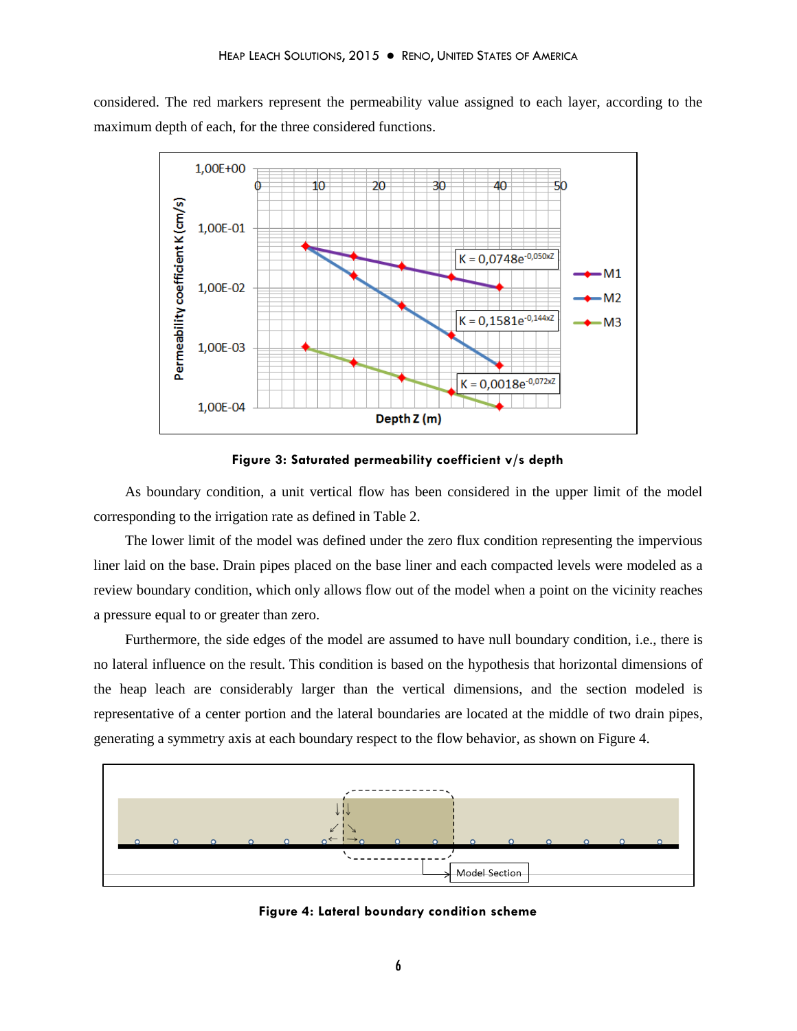considered. The red markers represent the permeability value assigned to each layer, according to the maximum depth of each, for the three considered functions.

**Figure 3: Saturated permeability coefficient v/s depth**

As boundary condition, a unit vertical flow has been considered in the upper limit of the model corresponding to the irrigation rate as defined in Table 2.

The lower limit of the model was defined under the zero flux condition representing the impervious liner laid on the base. Drain pipes placed on the base liner and each compacted levels were modeled as a review boundary condition, which only allows flow out of the model when a point on the vicinity reaches a pressure equal to or greater than zero.

Furthermore, the side edges of the model are assumed to have null boundary condition, i.e., there is no lateral influence on the result. This condition is based on the hypothesis that horizontal dimensions of the heap leach are considerably larger than the vertical dimensions, and the section modeled is representative of a center portion and the lateral boundaries are located at the middle of two drain pipes, generating a symmetry axis at each boundary respect to the flow behavior, as shown on Figure 4.

**Figure 4: Lateral boundary condition scheme**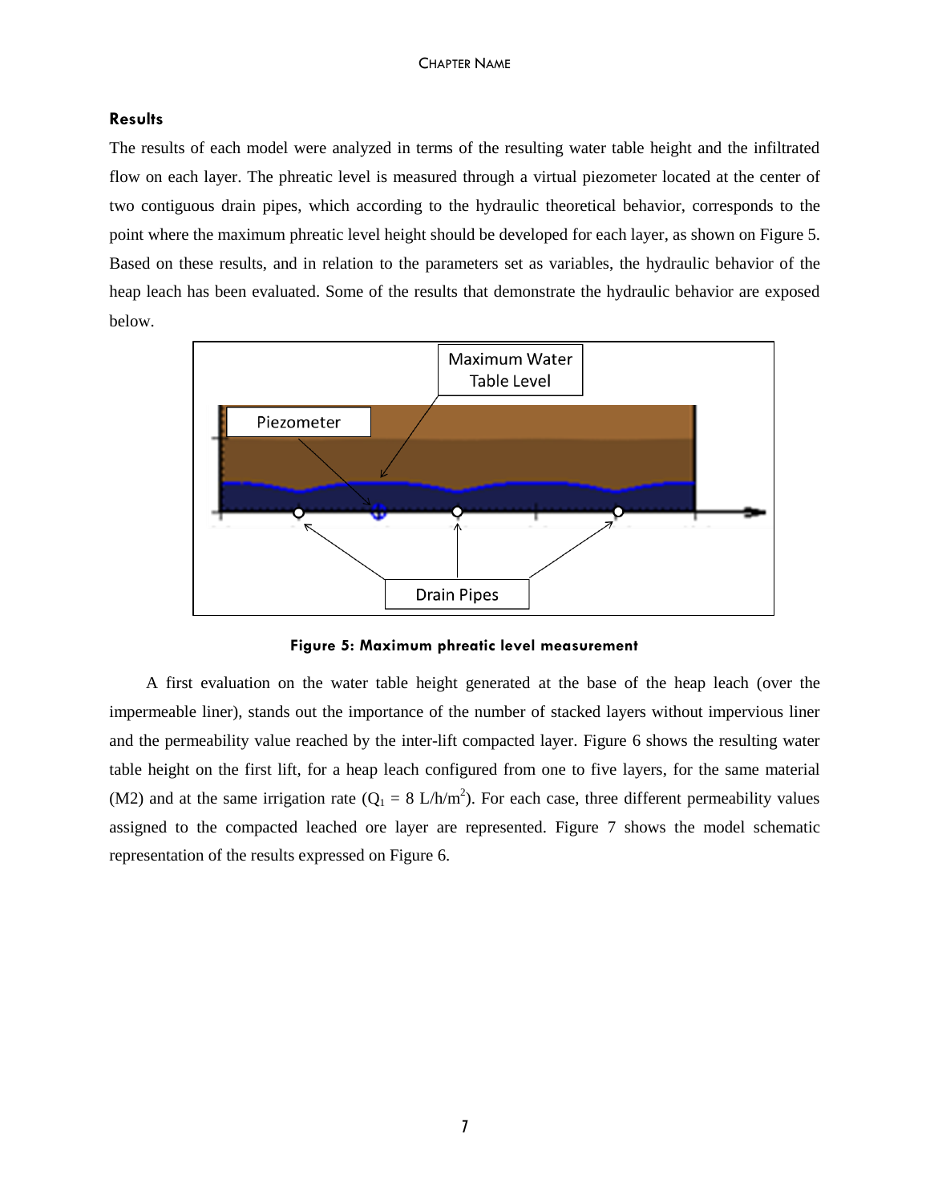### Results

The results of each model were analyzed in terms of the resulting water table height and the infiltrated flow on each layer. The phreatic level is measured through a virtual piezometer located at the center of two contiguous drain pipes, which according to the hydraulic theoretical behavior, corresponds to the point where the maximum phreatic level height should be developed for each layer, as shown on Figure 5. Based on these results, and in relation to the parameters set as variables, the hydraulic behavior of the heap leach has been evaluated. Some of the results that demonstrate the hydraulic behavior are exposed below.

**Figure 5: Maximum phreatic level measurement**

A first evaluation on the water table height generated at the base of the heap leach (over the impermeable liner), stands out the importance of the number of stacked layers without impervious liner and the permeability value reached by the inter-lift compacted layer. Figure 6 shows the resulting water table height on the first lift, for a heap leach configured from one to five layers, for the same material (M2) and at the same irrigation rate ($Q_1$ = 8 L/h/m$^2$). For each case, three different permeability values assigned to the compacted leached ore layer are represented. Figure 7 shows the model schematic representation of the results expressed on Figure 6.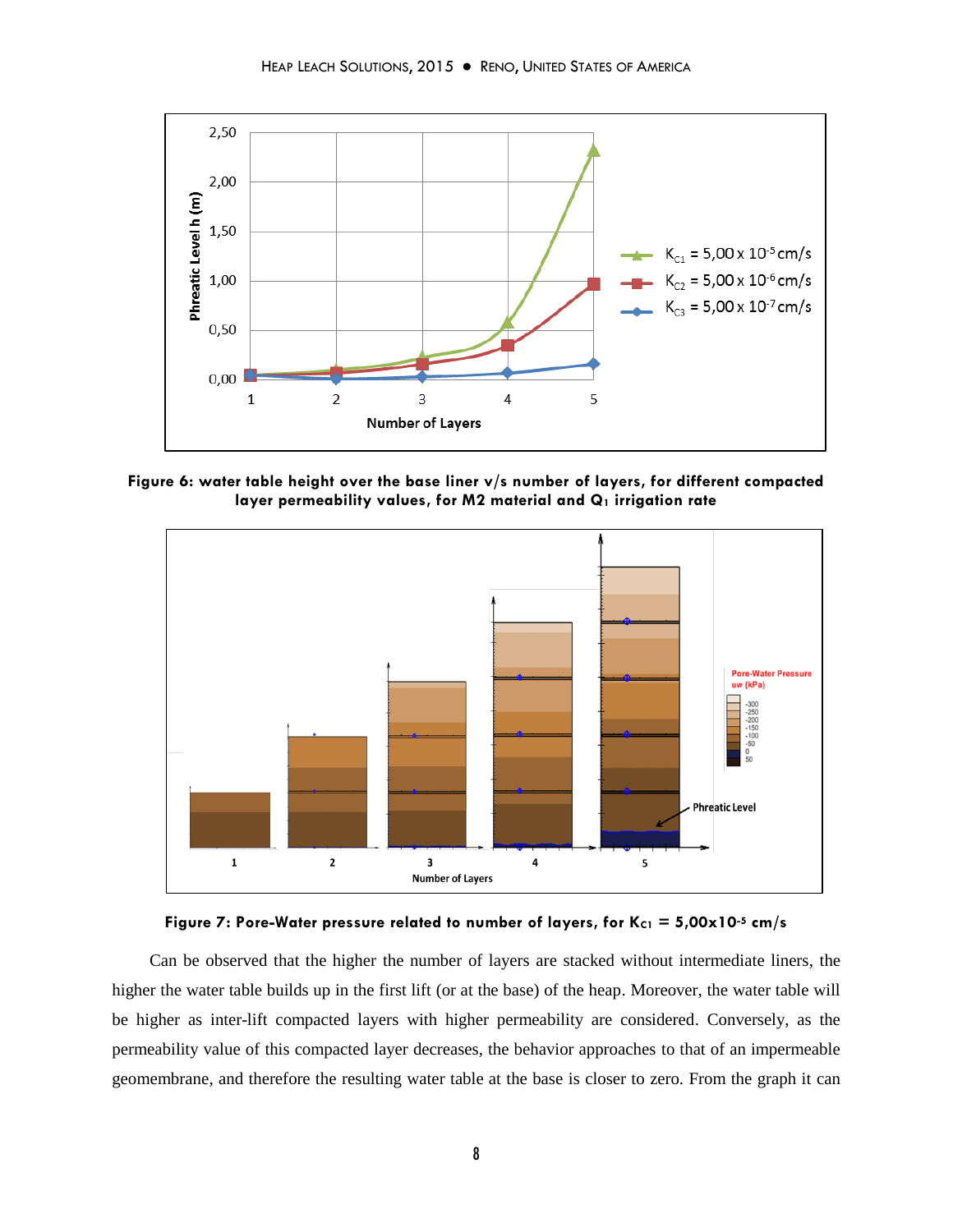Figure 6: water table height over the base liner v/s number of layers, for different compacted layer permeability values, for M2 material and $Q_1$ irrigation rate

Figure 7: Pore-Water pressure related to number of layers, for $K_{C1}$ = 5,00x10$^{-5}$ cm/s

Can be observed that the higher the number of layers are stacked without intermediate liners, the higher the water table builds up in the first lift (or at the base) of the heap. Moreover, the water table will be higher as inter-lift compacted layers with higher permeability are considered. Conversely, as the permeability value of this compacted layer decreases, the behavior approaches to that of an impermeable geomembrane, and therefore the resulting water table at the base is closer to zero. From the graph it can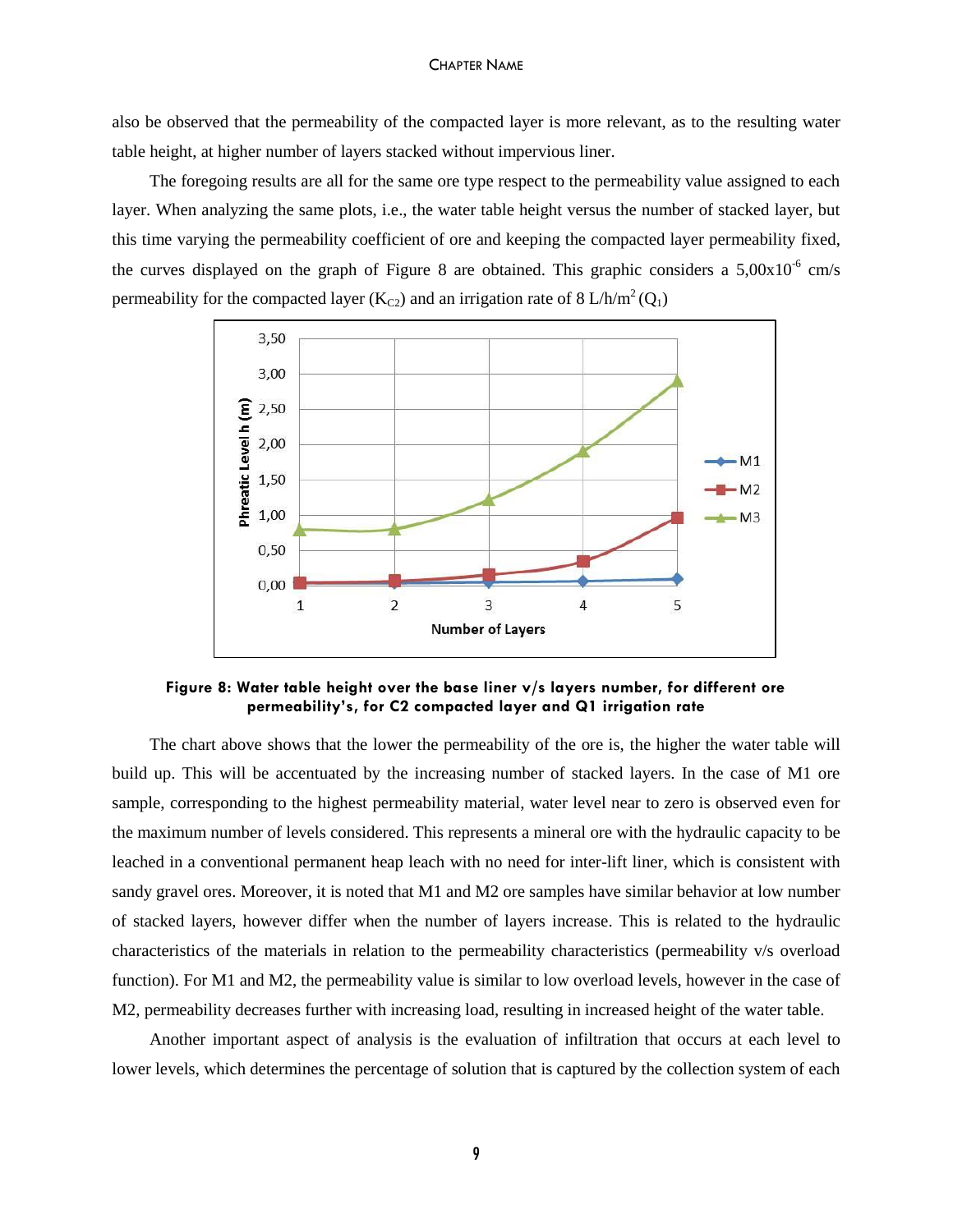also be observed that the permeability of the compacted layer is more relevant, as to the resulting water table height, at higher number of layers stacked without impervious liner.

The foregoing results are all for the same ore type respect to the permeability value assigned to each layer. When analyzing the same plots, i.e., the water table height versus the number of stacked layer, but this time varying the permeability coefficient of ore and keeping the compacted layer permeability fixed, the curves displayed on the graph of Figure 8 are obtained. This graphic considers a $5{,}00 \times 10^{-6}$ cm/s permeability for the compacted layer ($K_{C2}$) and an irrigation rate of 8 L/h/$m^2$ ($Q_1$)

**Figure 8: Water table height over the base liner v/s layers number, for different ore permeability's, for C2 compacted layer and Q1 irrigation rate**

The chart above shows that the lower the permeability of the ore is, the higher the water table will build up. This will be accentuated by the increasing number of stacked layers. In the case of M1 ore sample, corresponding to the highest permeability material, water level near to zero is observed even for the maximum number of levels considered. This represents a mineral ore with the hydraulic capacity to be leached in a conventional permanent heap leach with no need for inter-lift liner, which is consistent with sandy gravel ores. Moreover, it is noted that M1 and M2 ore samples have similar behavior at low number of stacked layers, however differ when the number of layers increase. This is related to the hydraulic characteristics of the materials in relation to the permeability characteristics (permeability v/s overload function). For M1 and M2, the permeability value is similar to low overload levels, however in the case of M2, permeability decreases further with increasing load, resulting in increased height of the water table.

Another important aspect of analysis is the evaluation of infiltration that occurs at each level to lower levels, which determines the percentage of solution that is captured by the collection system of each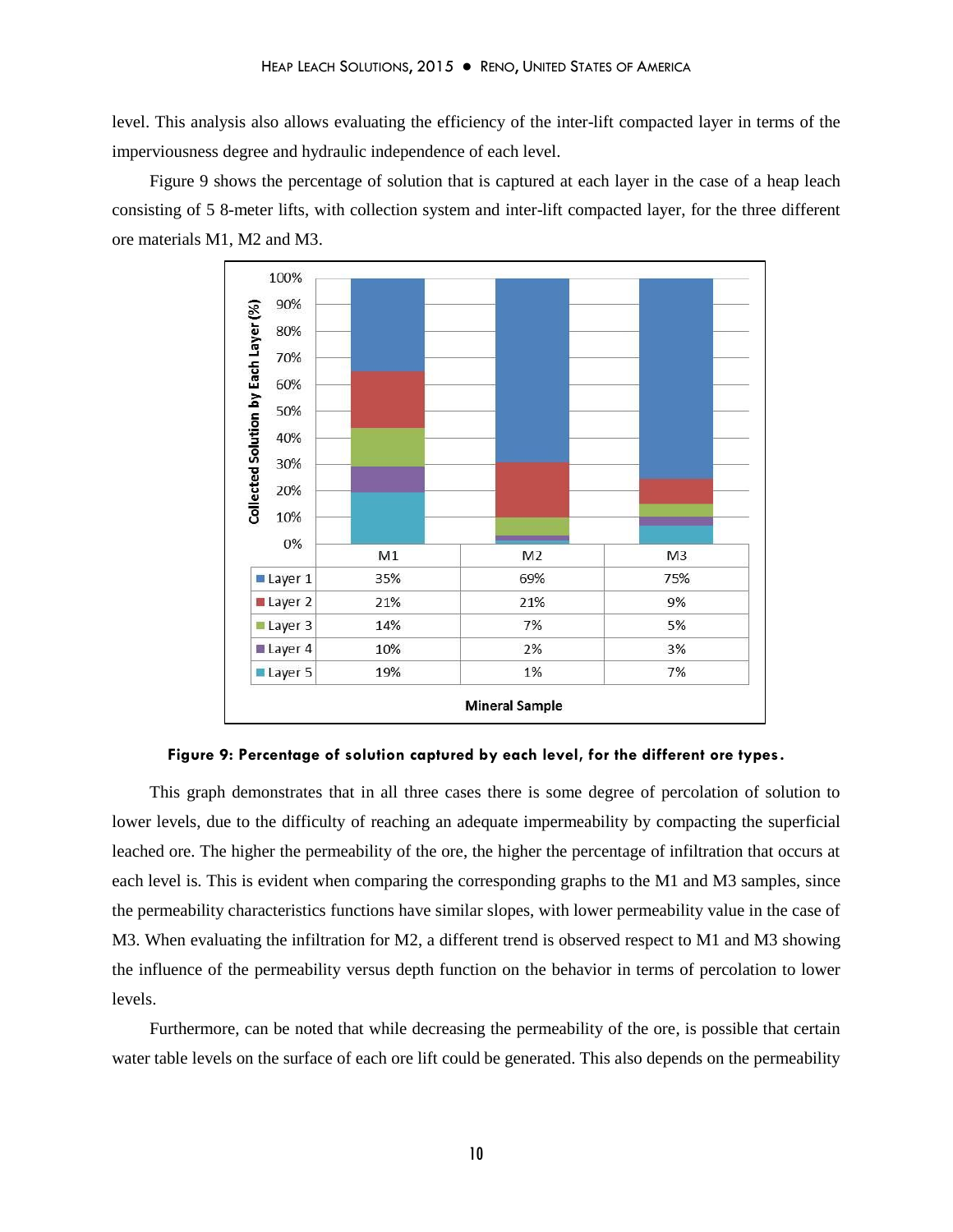level. This analysis also allows evaluating the efficiency of the inter-lift compacted layer in terms of the imperviousness degree and hydraulic independence of each level.

Figure 9 shows the percentage of solution that is captured at each layer in the case of a heap leach consisting of 5 8-meter lifts, with collection system and inter-lift compacted layer, for the three different ore materials M1, M2 and M3.

| Collected Solution by Each Layer (%) | M1 | M2 | M3 |
|---|---|---|---|
| Layer 1 | 35% | 69% | 75% |
| Layer 2 | 21% | 21% | 9% |
| Layer 3 | 14% | 7% | 5% |
| Layer 4 | 10% | 2% | 3% |
| Layer 5 | 19% | 1% | 7% |

**Figure 9: Percentage of solution captured by each level, for the different ore types.**

This graph demonstrates that in all three cases there is some degree of percolation of solution to lower levels, due to the difficulty of reaching an adequate impermeability by compacting the superficial leached ore. The higher the permeability of the ore, the higher the percentage of infiltration that occurs at each level is. This is evident when comparing the corresponding graphs to the M1 and M3 samples, since the permeability characteristics functions have similar slopes, with lower permeability value in the case of M3. When evaluating the infiltration for M2, a different trend is observed respect to M1 and M3 showing the influence of the permeability versus depth function on the behavior in terms of percolation to lower levels.

Furthermore, can be noted that while decreasing the permeability of the ore, is possible that certain water table levels on the surface of each ore lift could be generated. This also depends on the permeability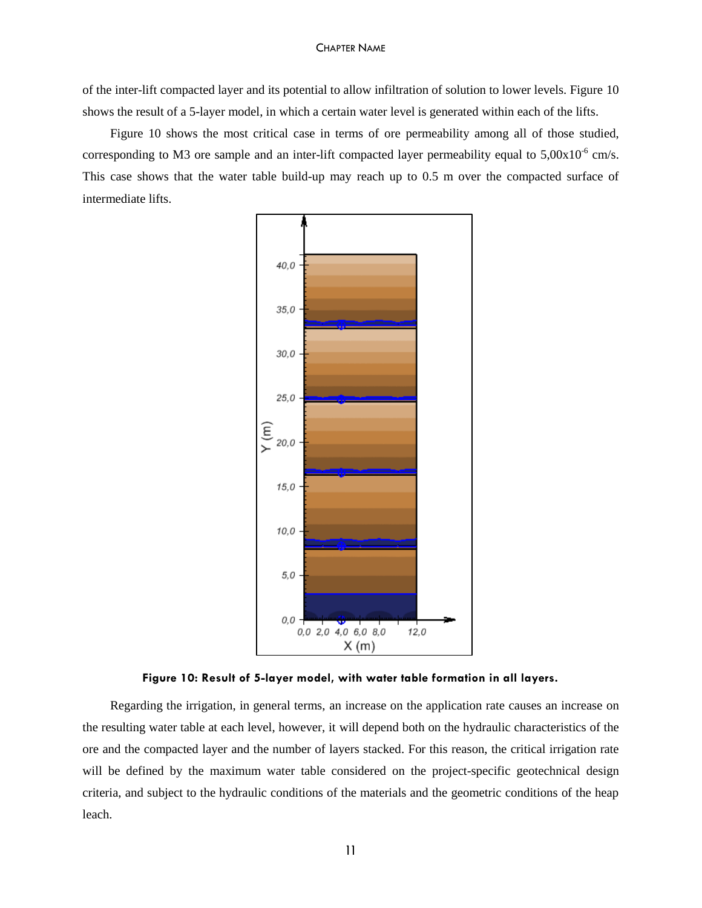of the inter-lift compacted layer and its potential to allow infiltration of solution to lower levels. Figure 10 shows the result of a 5-layer model, in which a certain water level is generated within each of the lifts.

Figure 10 shows the most critical case in terms of ore permeability among all of those studied, corresponding to M3 ore sample and an inter-lift compacted layer permeability equal to $5{,}00 \times 10^{-6}$ cm/s. This case shows that the water table build-up may reach up to 0.5 m over the compacted surface of intermediate lifts.

**Figure 10: Result of 5-layer model, with water table formation in all layers.**

Regarding the irrigation, in general terms, an increase on the application rate causes an increase on the resulting water table at each level, however, it will depend both on the hydraulic characteristics of the ore and the compacted layer and the number of layers stacked. For this reason, the critical irrigation rate will be defined by the maximum water table considered on the project-specific geotechnical design criteria, and subject to the hydraulic conditions of the materials and the geometric conditions of the heap leach.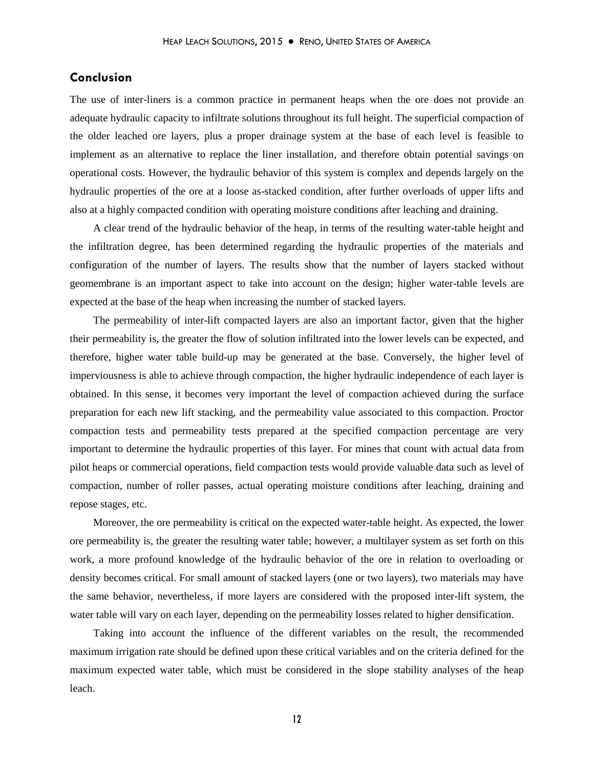## Conclusion

The use of inter-liners is a common practice in permanent heaps when the ore does not provide an adequate hydraulic capacity to infiltrate solutions throughout its full height. The superficial compaction of the older leached ore layers, plus a proper drainage system at the base of each level is feasible to implement as an alternative to replace the liner installation, and therefore obtain potential savings on operational costs. However, the hydraulic behavior of this system is complex and depends largely on the hydraulic properties of the ore at a loose as-stacked condition, after further overloads of upper lifts and also at a highly compacted condition with operating moisture conditions after leaching and draining.

A clear trend of the hydraulic behavior of the heap, in terms of the resulting water-table height and the infiltration degree, has been determined regarding the hydraulic properties of the materials and configuration of the number of layers. The results show that the number of layers stacked without geomembrane is an important aspect to take into account on the design; higher water-table levels are expected at the base of the heap when increasing the number of stacked layers.

The permeability of inter-lift compacted layers are also an important factor, given that the higher their permeability is, the greater the flow of solution infiltrated into the lower levels can be expected, and therefore, higher water table build-up may be generated at the base. Conversely, the higher level of imperviousness is able to achieve through compaction, the higher hydraulic independence of each layer is obtained. In this sense, it becomes very important the level of compaction achieved during the surface preparation for each new lift stacking, and the permeability value associated to this compaction. Proctor compaction tests and permeability tests prepared at the specified compaction percentage are very important to determine the hydraulic properties of this layer. For mines that count with actual data from pilot heaps or commercial operations, field compaction tests would provide valuable data such as level of compaction, number of roller passes, actual operating moisture conditions after leaching, draining and repose stages, etc.

Moreover, the ore permeability is critical on the expected water-table height. As expected, the lower ore permeability is, the greater the resulting water table; however, a multilayer system as set forth on this work, a more profound knowledge of the hydraulic behavior of the ore in relation to overloading or density becomes critical. For small amount of stacked layers (one or two layers), two materials may have the same behavior, nevertheless, if more layers are considered with the proposed inter-lift system, the water table will vary on each layer, depending on the permeability losses related to higher densification.

Taking into account the influence of the different variables on the result, the recommended maximum irrigation rate should be defined upon these critical variables and on the criteria defined for the maximum expected water table, which must be considered in the slope stability analyses of the heap leach.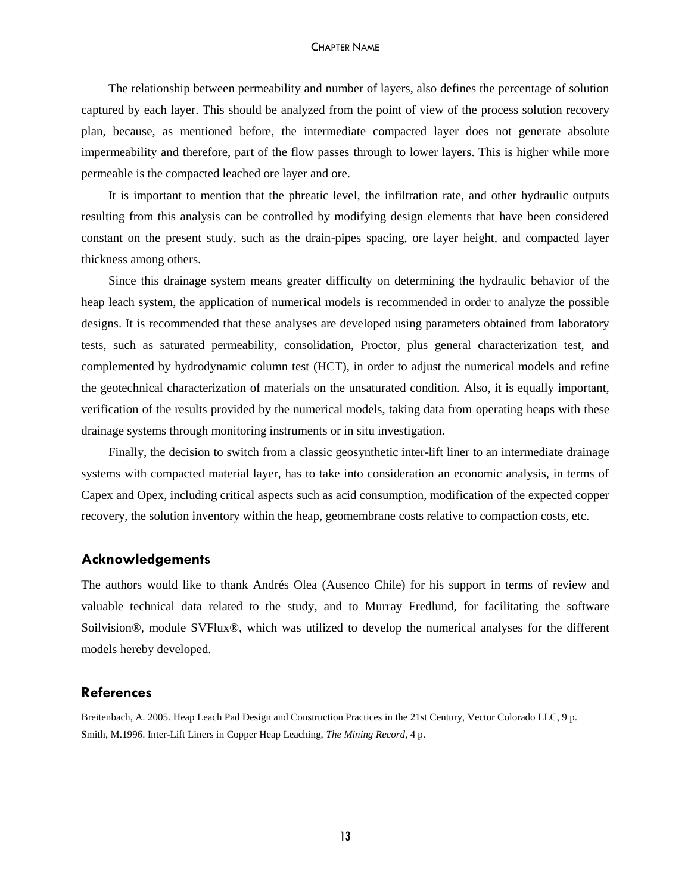The relationship between permeability and number of layers, also defines the percentage of solution captured by each layer. This should be analyzed from the point of view of the process solution recovery plan, because, as mentioned before, the intermediate compacted layer does not generate absolute impermeability and therefore, part of the flow passes through to lower layers. This is higher while more permeable is the compacted leached ore layer and ore.

It is important to mention that the phreatic level, the infiltration rate, and other hydraulic outputs resulting from this analysis can be controlled by modifying design elements that have been considered constant on the present study, such as the drain-pipes spacing, ore layer height, and compacted layer thickness among others.

Since this drainage system means greater difficulty on determining the hydraulic behavior of the heap leach system, the application of numerical models is recommended in order to analyze the possible designs. It is recommended that these analyses are developed using parameters obtained from laboratory tests, such as saturated permeability, consolidation, Proctor, plus general characterization test, and complemented by hydrodynamic column test (HCT), in order to adjust the numerical models and refine the geotechnical characterization of materials on the unsaturated condition. Also, it is equally important, verification of the results provided by the numerical models, taking data from operating heaps with these drainage systems through monitoring instruments or in situ investigation.

Finally, the decision to switch from a classic geosynthetic inter-lift liner to an intermediate drainage systems with compacted material layer, has to take into consideration an economic analysis, in terms of Capex and Opex, including critical aspects such as acid consumption, modification of the expected copper recovery, the solution inventory within the heap, geomembrane costs relative to compaction costs, etc.

## Acknowledgements

The authors would like to thank Andrés Olea (Ausenco Chile) for his support in terms of review and valuable technical data related to the study, and to Murray Fredlund, for facilitating the software Soilvision®, module SVFlux®, which was utilized to develop the numerical analyses for the different models hereby developed.

## References

Breitenbach, A. 2005. Heap Leach Pad Design and Construction Practices in the 21st Century, Vector Colorado LLC, 9 p.

Smith, M.1996. Inter-Lift Liners in Copper Heap Leaching, *The Mining Record*, 4 p.